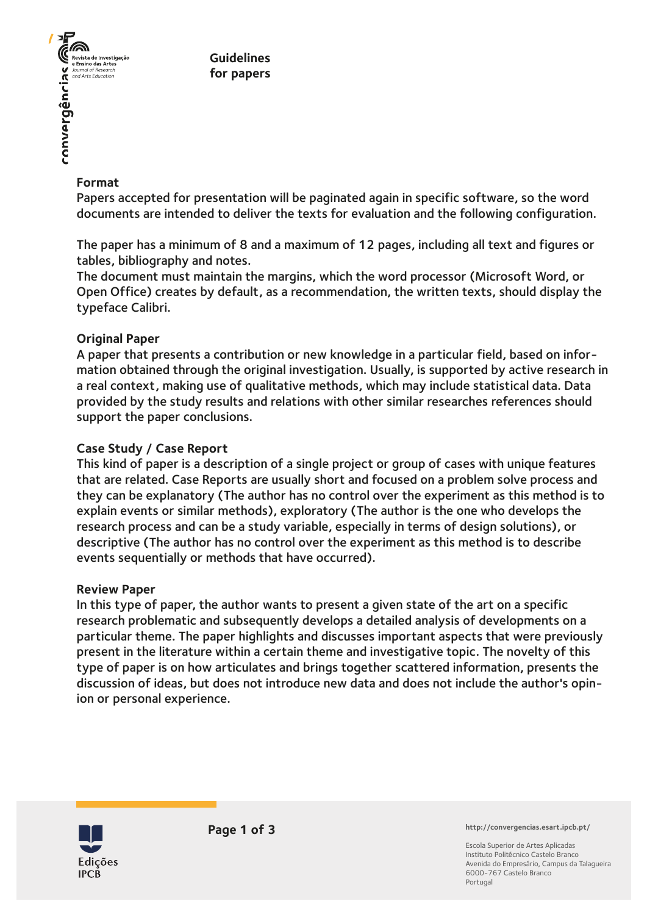# Guidelines for papers

## Format

Papers accepted for presentation will be paginated again in specific software, so the word documents are intended to deliver the texts for evaluation and the following configuration.

The paper has a minimum of 8 and a maximum of 12 pages, including all text and figures or tables, bibliography and notes.
The document must maintain the margins, which the word processor (Microsoft Word, or Open Office) creates by default, as a recommendation, the written texts, should display the typeface Calibri.

## Original Paper

A paper that presents a contribution or new knowledge in a particular field, based on information obtained through the original investigation. Usually, is supported by active research in a real context, making use of qualitative methods, which may include statistical data. Data provided by the study results and relations with other similar researches references should support the paper conclusions.

## Case Study / Case Report

This kind of paper is a description of a single project or group of cases with unique features that are related. Case Reports are usually short and focused on a problem solve process and they can be explanatory (The author has no control over the experiment as this method is to explain events or similar methods), exploratory (The author is the one who develops the research process and can be a study variable, especially in terms of design solutions), or descriptive (The author has no control over the experiment as this method is to describe events sequentially or methods that have occurred).

## Review Paper

In this type of paper, the author wants to present a given state of the art on a specific research problematic and subsequently develops a detailed analysis of developments on a particular theme. The paper highlights and discusses important aspects that were previously present in the literature within a certain theme and investigative topic. The novelty of this type of paper is on how articulates and brings together scattered information, presents the discussion of ideas, but does not introduce new data and does not include the author's opinion or personal experience.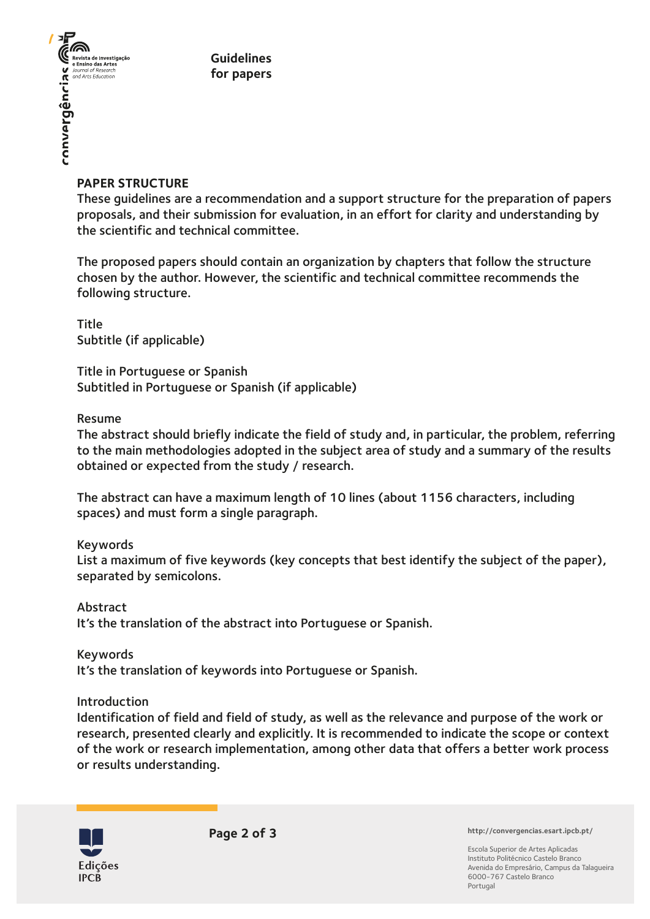## PAPER STRUCTURE

These guidelines are a recommendation and a support structure for the preparation of papers proposals, and their submission for evaluation, in an effort for clarity and understanding by the scientific and technical committee.

The proposed papers should contain an organization by chapters that follow the structure chosen by the author. However, the scientific and technical committee recommends the following structure.

Title
Subtitle (if applicable)

Title in Portuguese or Spanish
Subtitled in Portuguese or Spanish (if applicable)

Resume
The abstract should briefly indicate the field of study and, in particular, the problem, referring to the main methodologies adopted in the subject area of study and a summary of the results obtained or expected from the study / research.

The abstract can have a maximum length of 10 lines (about 1156 characters, including spaces) and must form a single paragraph.

Keywords
List a maximum of five keywords (key concepts that best identify the subject of the paper), separated by semicolons.

Abstract
It's the translation of the abstract into Portuguese or Spanish.

Keywords
It's the translation of keywords into Portuguese or Spanish.

Introduction
Identification of field and field of study, as well as the relevance and purpose of the work or research, presented clearly and explicitly. It is recommended to indicate the scope or context of the work or research implementation, among other data that offers a better work process or results understanding.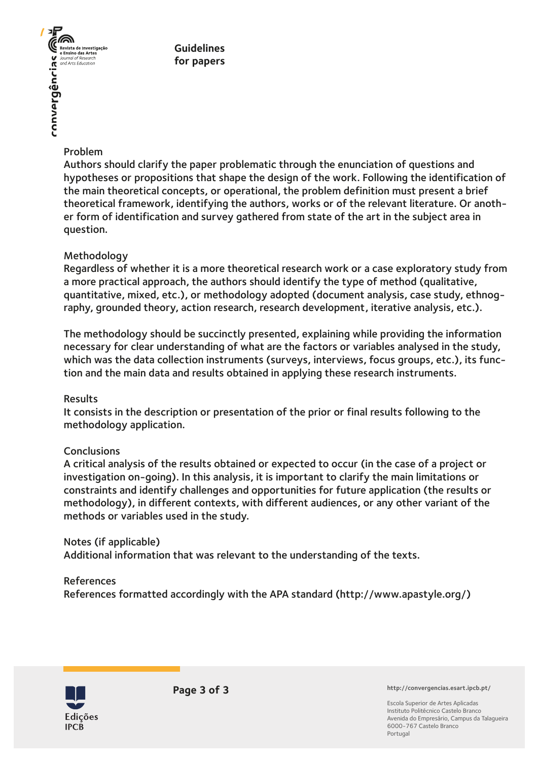Problem

Authors should clarify the paper problematic through the enunciation of questions and hypotheses or propositions that shape the design of the work. Following the identification of the main theoretical concepts, or operational, the problem definition must present a brief theoretical framework, identifying the authors, works or of the relevant literature. Or another form of identification and survey gathered from state of the art in the subject area in question.

Methodology

Regardless of whether it is a more theoretical research work or a case exploratory study from a more practical approach, the authors should identify the type of method (qualitative, quantitative, mixed, etc.), or methodology adopted (document analysis, case study, ethnography, grounded theory, action research, research development, iterative analysis, etc.).

The methodology should be succinctly presented, explaining while providing the information necessary for clear understanding of what are the factors or variables analysed in the study, which was the data collection instruments (surveys, interviews, focus groups, etc.), its function and the main data and results obtained in applying these research instruments.

Results

It consists in the description or presentation of the prior or final results following to the methodology application.

Conclusions

A critical analysis of the results obtained or expected to occur (in the case of a project or investigation on-going). In this analysis, it is important to clarify the main limitations or constraints and identify challenges and opportunities for future application (the results or methodology), in different contexts, with different audiences, or any other variant of the methods or variables used in the study.

Notes (if applicable)

Additional information that was relevant to the understanding of the texts.

References

References formatted accordingly with the APA standard (http://www.apastyle.org/)